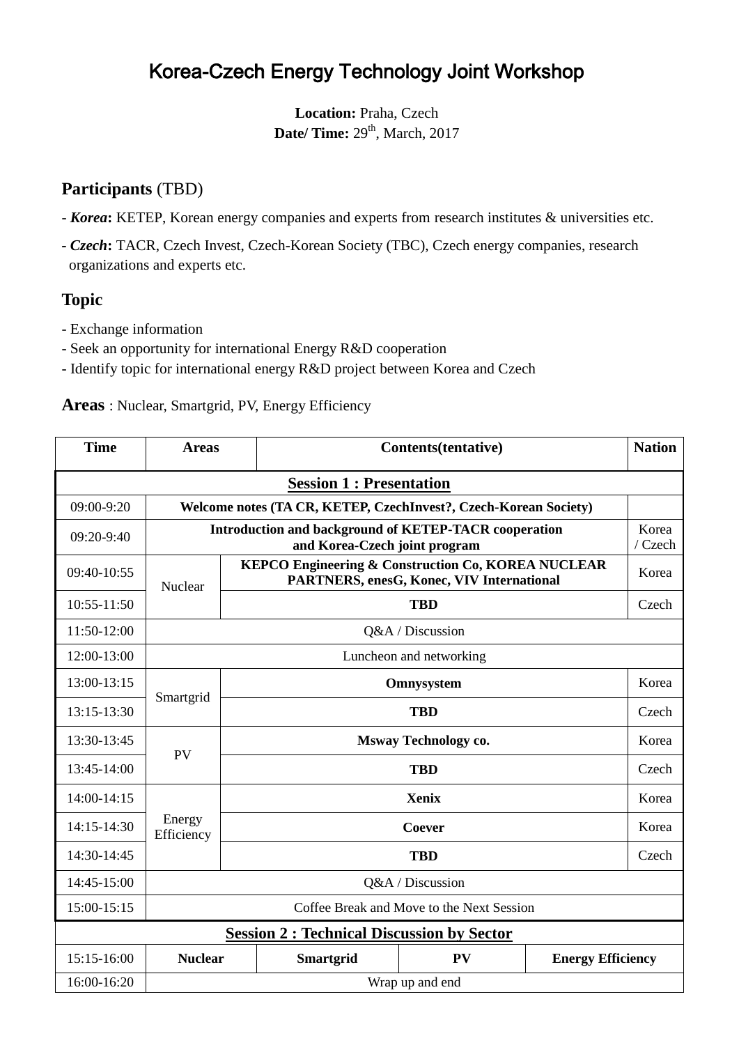# Korea-Czech Energy Technology Joint Workshop

**Location:** Praha, Czech
**Date/ Time:** $29^{th}$, March, 2017

## Participants (TBD)

- ***Korea*:** KETEP, Korean energy companies and experts from research institutes & universities etc.
- ***Czech*:** TACR, Czech Invest, Czech-Korean Society (TBC), Czech energy companies, research organizations and experts etc.

## Topic

- Exchange information
- Seek an opportunity for international Energy R&D cooperation
- Identify topic for international energy R&D project between Korea and Czech

**Areas** : Nuclear, Smartgrid, PV, Energy Efficiency

| Time | Areas | Contents(tentative) | | | Nation |
|---|---|---|---|---|---|
| **Session 1 : Presentation** | | | | | |
| 09:00-9:20 | **Welcome notes (TA CR, KETEP, CzechInvest?, Czech-Korean Society)** | | | | |
| 09:20-9:40 | **Introduction and background of KETEP-TACR cooperation and Korea-Czech joint program** | | | | Korea / Czech |
| 09:40-10:55 | Nuclear | **KEPCO Engineering & Construction Co, KOREA NUCLEAR PARTNERS, enesG, Konec, VIV International** | | | Korea |
| 10:55-11:50 | | **TBD** | | | Czech |
| 11:50-12:00 | Q&A / Discussion | | | | |
| 12:00-13:00 | Luncheon and networking | | | | |
| 13:00-13:15 | Smartgrid | **Omnysystem** | | | Korea |
| 13:15-13:30 | | **TBD** | | | Czech |
| 13:30-13:45 | PV | **Msway Technology co.** | | | Korea |
| 13:45-14:00 | | **TBD** | | | Czech |
| 14:00-14:15 | Energy Efficiency | **Xenix** | | | Korea |
| 14:15-14:30 | | **Coever** | | | Korea |
| 14:30-14:45 | | **TBD** | | | Czech |
| 14:45-15:00 | Q&A / Discussion | | | | |
| 15:00-15:15 | Coffee Break and Move to the Next Session | | | | |
| **Session 2 : Technical Discussion by Sector** | | | | | |
| 15:15-16:00 | **Nuclear** | **Smartgrid** | **PV** | **Energy Efficiency** | |
| 16:00-16:20 | Wrap up and end | | | | |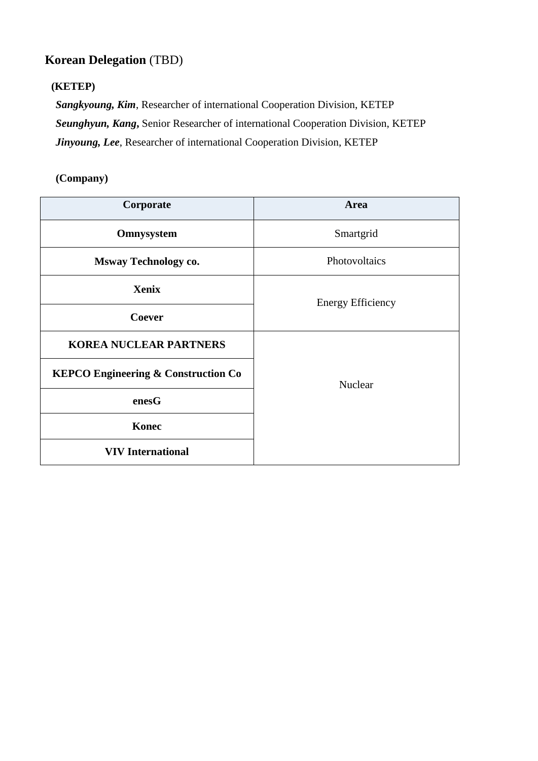**Korean Delegation** (TBD)

**(KETEP)**

***Sangkyoung, Kim***, Researcher of international Cooperation Division, KETEP
***Seunghyun, Kang*****,** Senior Researcher of international Cooperation Division, KETEP
***Jinyoung, Lee***, Researcher of international Cooperation Division, KETEP

**(Company)**

| Corporate | Area |
|---|---|
| **Omnysystem** | Smartgrid |
| **Msway Technology co.** | Photovoltaics |
| **Xenix** | Energy Efficiency |
| **Coever** | |
| **KOREA NUCLEAR PARTNERS** | Nuclear |
| **KEPCO Engineering & Construction Co** | |
| **enesG** | |
| **Konec** | |
| **VIV International** | |